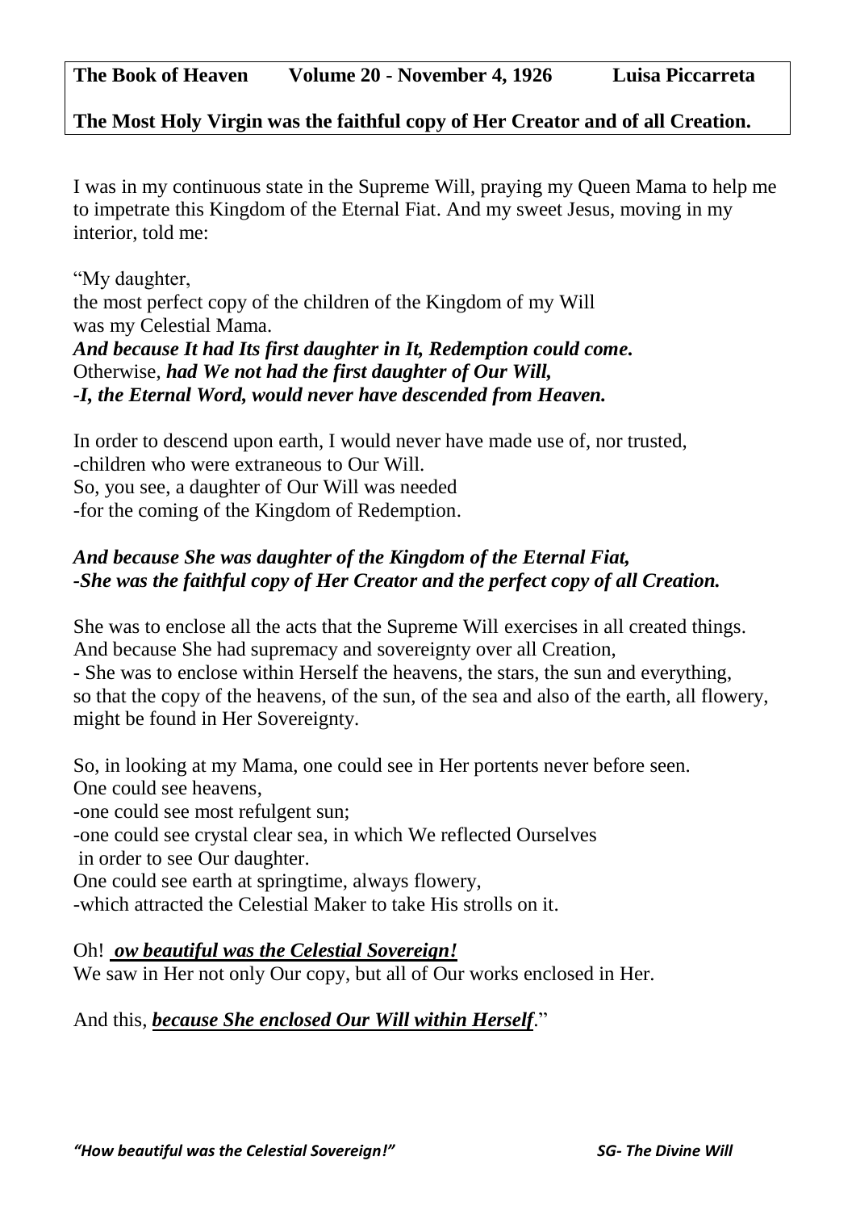**The Book of Heaven Volume 20 - November 4, 1926 Luisa Piccarreta**

**The Most Holy Virgin was the faithful copy of Her Creator and of all Creation.**

I was in my continuous state in the Supreme Will, praying my Queen Mama to help me to impetrate this Kingdom of the Eternal Fiat. And my sweet Jesus, moving in my interior, told me:

"My daughter,
the most perfect copy of the children of the Kingdom of my Will
was my Celestial Mama.
***And because It had Its first daughter in It, Redemption could come.***
Otherwise, ***had We not had the first daughter of Our Will,***
***-I, the Eternal Word, would never have descended from Heaven.***

In order to descend upon earth, I would never have made use of, nor trusted,
-children who were extraneous to Our Will.
So, you see, a daughter of Our Will was needed
-for the coming of the Kingdom of Redemption.

***And because She was daughter of the Kingdom of the Eternal Fiat,***
***-She was the faithful copy of Her Creator and the perfect copy of all Creation.***

She was to enclose all the acts that the Supreme Will exercises in all created things.
And because She had supremacy and sovereignty over all Creation,
- She was to enclose within Herself the heavens, the stars, the sun and everything,
so that the copy of the heavens, of the sun, of the sea and also of the earth, all flowery, might be found in Her Sovereignty.

So, in looking at my Mama, one could see in Her portents never before seen.
One could see heavens,
-one could see most refulgent sun;
-one could see crystal clear sea, in which We reflected Ourselves
in order to see Our daughter.
One could see earth at springtime, always flowery,
-which attracted the Celestial Maker to take His strolls on it.

Oh! ***ow beautiful was the Celestial Sovereign!***
We saw in Her not only Our copy, but all of Our works enclosed in Her.

And this, ***because She enclosed Our Will within Herself***."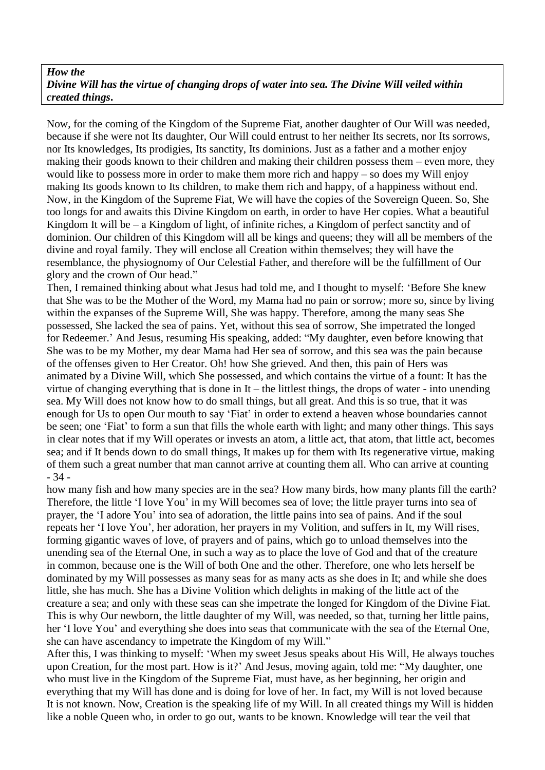***How the Divine Will has the virtue of changing drops of water into sea. The Divine Will veiled within created things.***

Now, for the coming of the Kingdom of the Supreme Fiat, another daughter of Our Will was needed, because if she were not Its daughter, Our Will could entrust to her neither Its secrets, nor Its sorrows, nor Its knowledges, Its prodigies, Its sanctity, Its dominions. Just as a father and a mother enjoy making their goods known to their children and making their children possess them – even more, they would like to possess more in order to make them more rich and happy – so does my Will enjoy making Its goods known to Its children, to make them rich and happy, of a happiness without end. Now, in the Kingdom of the Supreme Fiat, We will have the copies of the Sovereign Queen. So, She too longs for and awaits this Divine Kingdom on earth, in order to have Her copies. What a beautiful Kingdom It will be – a Kingdom of light, of infinite riches, a Kingdom of perfect sanctity and of dominion. Our children of this Kingdom will all be kings and queens; they will all be members of the divine and royal family. They will enclose all Creation within themselves; they will have the resemblance, the physiognomy of Our Celestial Father, and therefore will be the fulfillment of Our glory and the crown of Our head."

Then, I remained thinking about what Jesus had told me, and I thought to myself: 'Before She knew that She was to be the Mother of the Word, my Mama had no pain or sorrow; more so, since by living within the expanses of the Supreme Will, She was happy. Therefore, among the many seas She possessed, She lacked the sea of pains. Yet, without this sea of sorrow, She impetrated the longed for Redeemer.' And Jesus, resuming His speaking, added: "My daughter, even before knowing that She was to be my Mother, my dear Mama had Her sea of sorrow, and this sea was the pain because of the offenses given to Her Creator. Oh! how She grieved. And then, this pain of Hers was animated by a Divine Will, which She possessed, and which contains the virtue of a fount: It has the virtue of changing everything that is done in It – the littlest things, the drops of water - into unending sea. My Will does not know how to do small things, but all great. And this is so true, that it was enough for Us to open Our mouth to say 'Fiat' in order to extend a heaven whose boundaries cannot be seen; one 'Fiat' to form a sun that fills the whole earth with light; and many other things. This says in clear notes that if my Will operates or invests an atom, a little act, that atom, that little act, becomes sea; and if It bends down to do small things, It makes up for them with Its regenerative virtue, making of them such a great number that man cannot arrive at counting them all. Who can arrive at counting how many fish and how many species are in the sea? How many birds, how many plants fill the earth? Therefore, the little 'I love You' in my Will becomes sea of love; the little prayer turns into sea of prayer, the 'I adore You' into sea of adoration, the little pains into sea of pains. And if the soul repeats her 'I love You', her adoration, her prayers in my Volition, and suffers in It, my Will rises, forming gigantic waves of love, of prayers and of pains, which go to unload themselves into the unending sea of the Eternal One, in such a way as to place the love of God and that of the creature in common, because one is the Will of both One and the other. Therefore, one who lets herself be dominated by my Will possesses as many seas for as many acts as she does in It; and while she does little, she has much. She has a Divine Volition which delights in making of the little act of the creature a sea; and only with these seas can she impetrate the longed for Kingdom of the Divine Fiat. This is why Our newborn, the little daughter of my Will, was needed, so that, turning her little pains, her 'I love You' and everything she does into seas that communicate with the sea of the Eternal One, she can have ascendancy to impetrate the Kingdom of my Will."

After this, I was thinking to myself: 'When my sweet Jesus speaks about His Will, He always touches upon Creation, for the most part. How is it?' And Jesus, moving again, told me: "My daughter, one who must live in the Kingdom of the Supreme Fiat, must have, as her beginning, her origin and everything that my Will has done and is doing for love of her. In fact, my Will is not loved because It is not known. Now, Creation is the speaking life of my Will. In all created things my Will is hidden like a noble Queen who, in order to go out, wants to be known. Knowledge will tear the veil that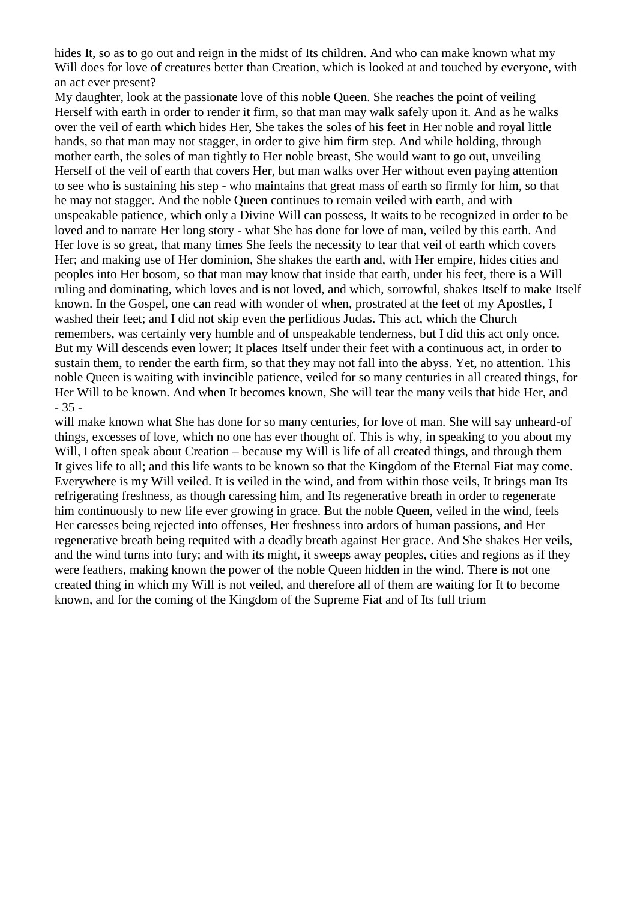hides It, so as to go out and reign in the midst of Its children. And who can make known what my Will does for love of creatures better than Creation, which is looked at and touched by everyone, with an act ever present?

My daughter, look at the passionate love of this noble Queen. She reaches the point of veiling Herself with earth in order to render it firm, so that man may walk safely upon it. And as he walks over the veil of earth which hides Her, She takes the soles of his feet in Her noble and royal little hands, so that man may not stagger, in order to give him firm step. And while holding, through mother earth, the soles of man tightly to Her noble breast, She would want to go out, unveiling Herself of the veil of earth that covers Her, but man walks over Her without even paying attention to see who is sustaining his step - who maintains that great mass of earth so firmly for him, so that he may not stagger. And the noble Queen continues to remain veiled with earth, and with unspeakable patience, which only a Divine Will can possess, It waits to be recognized in order to be loved and to narrate Her long story - what She has done for love of man, veiled by this earth. And Her love is so great, that many times She feels the necessity to tear that veil of earth which covers Her; and making use of Her dominion, She shakes the earth and, with Her empire, hides cities and peoples into Her bosom, so that man may know that inside that earth, under his feet, there is a Will ruling and dominating, which loves and is not loved, and which, sorrowful, shakes Itself to make Itself known. In the Gospel, one can read with wonder of when, prostrated at the feet of my Apostles, I washed their feet; and I did not skip even the perfidious Judas. This act, which the Church remembers, was certainly very humble and of unspeakable tenderness, but I did this act only once. But my Will descends even lower; It places Itself under their feet with a continuous act, in order to sustain them, to render the earth firm, so that they may not fall into the abyss. Yet, no attention. This noble Queen is waiting with invincible patience, veiled for so many centuries in all created things, for Her Will to be known. And when It becomes known, She will tear the many veils that hide Her, and will make known what She has done for so many centuries, for love of man. She will say unheard-of things, excesses of love, which no one has ever thought of. This is why, in speaking to you about my Will, I often speak about Creation – because my Will is life of all created things, and through them It gives life to all; and this life wants to be known so that the Kingdom of the Eternal Fiat may come. Everywhere is my Will veiled. It is veiled in the wind, and from within those veils, It brings man Its refrigerating freshness, as though caressing him, and Its regenerative breath in order to regenerate him continuously to new life ever growing in grace. But the noble Queen, veiled in the wind, feels Her caresses being rejected into offenses, Her freshness into ardors of human passions, and Her regenerative breath being requited with a deadly breath against Her grace. And She shakes Her veils, and the wind turns into fury; and with its might, it sweeps away peoples, cities and regions as if they were feathers, making known the power of the noble Queen hidden in the wind. There is not one created thing in which my Will is not veiled, and therefore all of them are waiting for It to become known, and for the coming of the Kingdom of the Supreme Fiat and of Its full trium